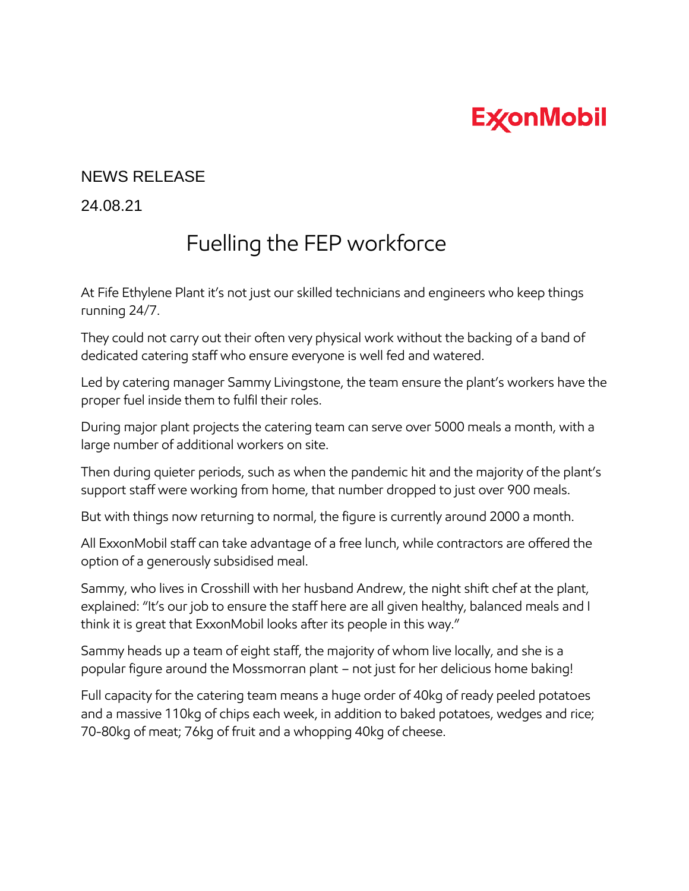ExxonMobil

NEWS RELEASE

24.08.21

# Fuelling the FEP workforce

At Fife Ethylene Plant it's not just our skilled technicians and engineers who keep things running 24/7.

They could not carry out their often very physical work without the backing of a band of dedicated catering staff who ensure everyone is well fed and watered.

Led by catering manager Sammy Livingstone, the team ensure the plant's workers have the proper fuel inside them to fulfil their roles.

During major plant projects the catering team can serve over 5000 meals a month, with a large number of additional workers on site.

Then during quieter periods, such as when the pandemic hit and the majority of the plant's support staff were working from home, that number dropped to just over 900 meals.

But with things now returning to normal, the figure is currently around 2000 a month.

All ExxonMobil staff can take advantage of a free lunch, while contractors are offered the option of a generously subsidised meal.

Sammy, who lives in Crosshill with her husband Andrew, the night shift chef at the plant, explained: "It's our job to ensure the staff here are all given healthy, balanced meals and I think it is great that ExxonMobil looks after its people in this way."

Sammy heads up a team of eight staff, the majority of whom live locally, and she is a popular figure around the Mossmorran plant – not just for her delicious home baking!

Full capacity for the catering team means a huge order of 40kg of ready peeled potatoes and a massive 110kg of chips each week, in addition to baked potatoes, wedges and rice; 70-80kg of meat; 76kg of fruit and a whopping 40kg of cheese.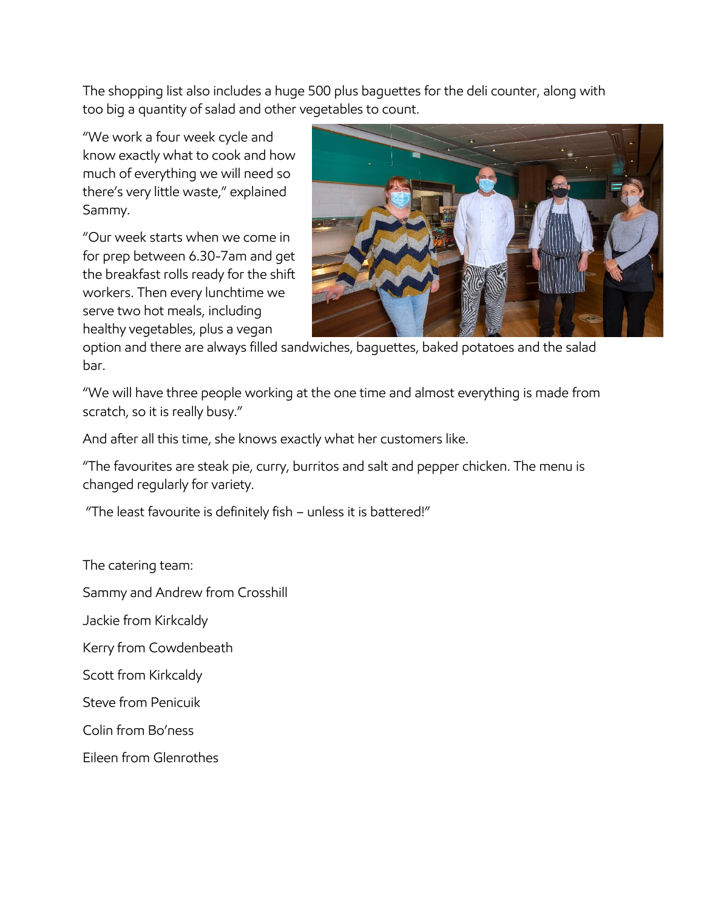The shopping list also includes a huge 500 plus baguettes for the deli counter, along with too big a quantity of salad and other vegetables to count.

"We work a four week cycle and know exactly what to cook and how much of everything we will need so there's very little waste," explained Sammy.

"Our week starts when we come in for prep between 6.30-7am and get the breakfast rolls ready for the shift workers. Then every lunchtime we serve two hot meals, including healthy vegetables, plus a vegan option and there are always filled sandwiches, baguettes, baked potatoes and the salad bar.

"We will have three people working at the one time and almost everything is made from scratch, so it is really busy."

And after all this time, she knows exactly what her customers like.

"The favourites are steak pie, curry, burritos and salt and pepper chicken. The menu is changed regularly for variety.

"The least favourite is definitely fish – unless it is battered!"

The catering team:

Sammy and Andrew from Crosshill

Jackie from Kirkcaldy

Kerry from Cowdenbeath

Scott from Kirkcaldy

Steve from Penicuik

Colin from Bo'ness

Eileen from Glenrothes